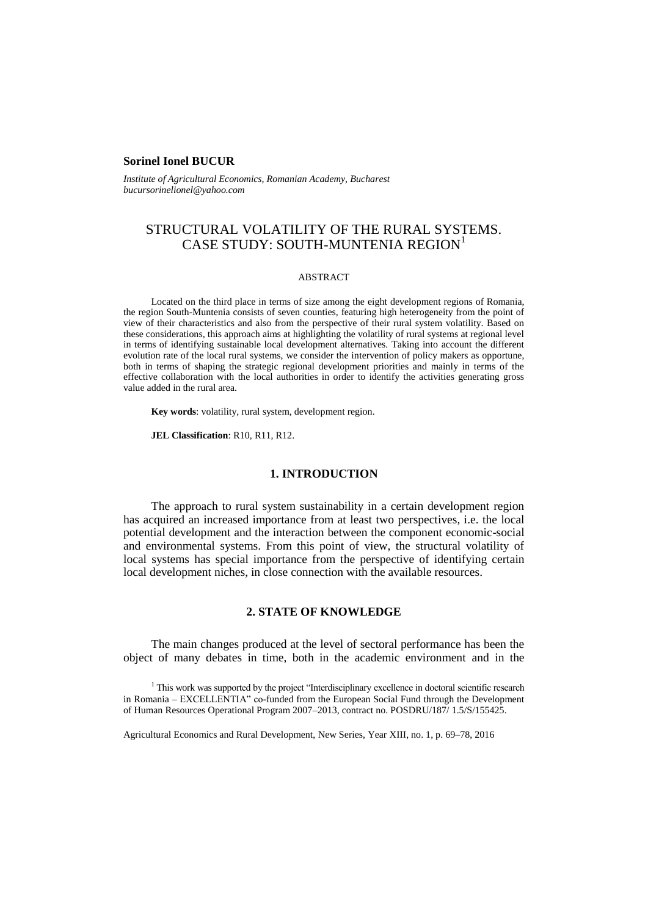**Sorinel Ionel BUCUR**

*Institute of Agricultural Economics, Romanian Academy, Bucharest*
*bucursorinelionel@yahoo.com*

# STRUCTURAL VOLATILITY OF THE RURAL SYSTEMS. CASE STUDY: SOUTH-MUNTENIA REGION[1]

## ABSTRACT

Located on the third place in terms of size among the eight development regions of Romania, the region South-Muntenia consists of seven counties, featuring high heterogeneity from the point of view of their characteristics and also from the perspective of their rural system volatility. Based on these considerations, this approach aims at highlighting the volatility of rural systems at regional level in terms of identifying sustainable local development alternatives. Taking into account the different evolution rate of the local rural systems, we consider the intervention of policy makers as opportune, both in terms of shaping the strategic regional development priorities and mainly in terms of the effective collaboration with the local authorities in order to identify the activities generating gross value added in the rural area.

**Key words**: volatility, rural system, development region.

**JEL Classification**: R10, R11, R12.

## 1. INTRODUCTION

The approach to rural system sustainability in a certain development region has acquired an increased importance from at least two perspectives, i.e. the local potential development and the interaction between the component economic-social and environmental systems. From this point of view, the structural volatility of local systems has special importance from the perspective of identifying certain local development niches, in close connection with the available resources.

## 2. STATE OF KNOWLEDGE

The main changes produced at the level of sectoral performance has been the object of many debates in time, both in the academic environment and in the

[1] This work was supported by the project "Interdisciplinary excellence in doctoral scientific research in Romania – EXCELLENTIA" co-funded from the European Social Fund through the Development of Human Resources Operational Program 2007–2013, contract no. POSDRU/187/ 1.5/S/155425.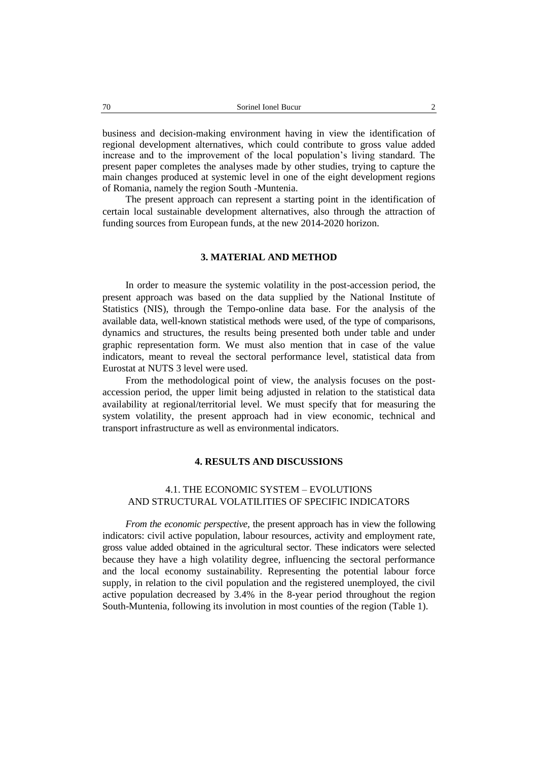business and decision-making environment having in view the identification of regional development alternatives, which could contribute to gross value added increase and to the improvement of the local population's living standard. The present paper completes the analyses made by other studies, trying to capture the main changes produced at systemic level in one of the eight development regions of Romania, namely the region South -Muntenia.

The present approach can represent a starting point in the identification of certain local sustainable development alternatives, also through the attraction of funding sources from European funds, at the new 2014-2020 horizon.

## 3. MATERIAL AND METHOD

In order to measure the systemic volatility in the post-accession period, the present approach was based on the data supplied by the National Institute of Statistics (NIS), through the Tempo-online data base. For the analysis of the available data, well-known statistical methods were used, of the type of comparisons, dynamics and structures, the results being presented both under table and under graphic representation form. We must also mention that in case of the value indicators, meant to reveal the sectoral performance level, statistical data from Eurostat at NUTS 3 level were used.

From the methodological point of view, the analysis focuses on the post-accession period, the upper limit being adjusted in relation to the statistical data availability at regional/territorial level. We must specify that for measuring the system volatility, the present approach had in view economic, technical and transport infrastructure as well as environmental indicators.

## 4. RESULTS AND DISCUSSIONS

### 4.1. THE ECONOMIC SYSTEM – EVOLUTIONS AND STRUCTURAL VOLATILITIES OF SPECIFIC INDICATORS

*From the economic perspective,* the present approach has in view the following indicators: civil active population, labour resources, activity and employment rate, gross value added obtained in the agricultural sector. These indicators were selected because they have a high volatility degree, influencing the sectoral performance and the local economy sustainability. Representing the potential labour force supply, in relation to the civil population and the registered unemployed, the civil active population decreased by 3.4% in the 8-year period throughout the region South-Muntenia, following its involution in most counties of the region (Table 1).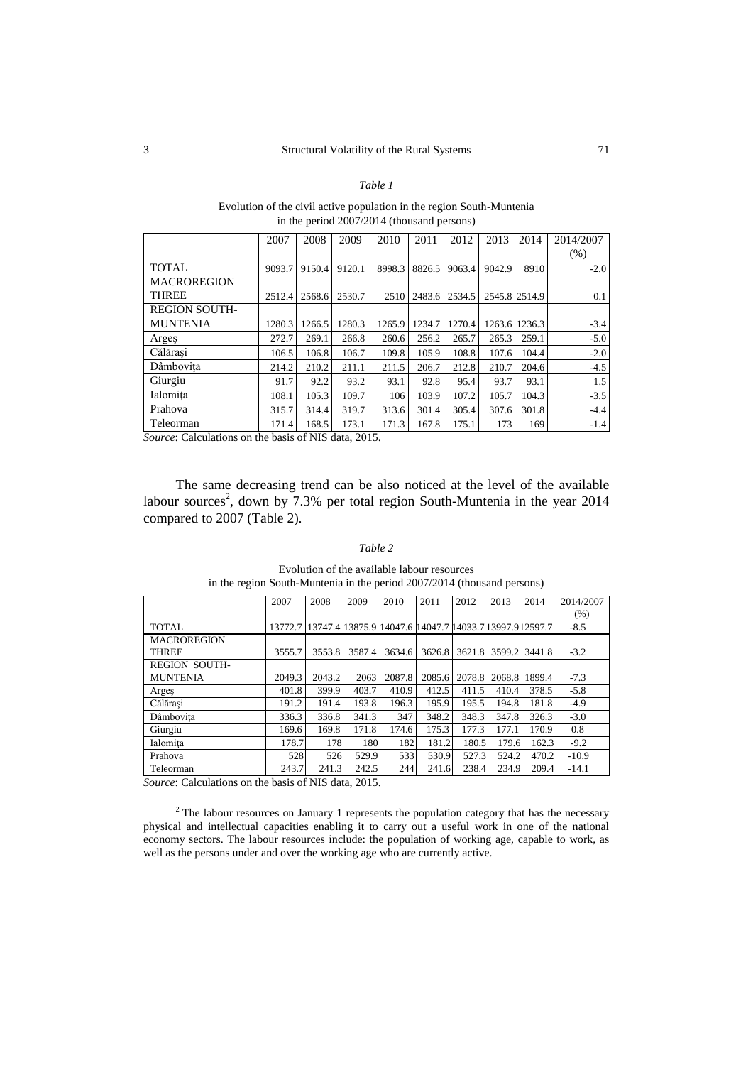*Table 1*

Evolution of the civil active population in the region South-Muntenia in the period 2007/2014 (thousand persons)

| | 2007 | 2008 | 2009 | 2010 | 2011 | 2012 | 2013 | 2014 | 2014/2007 (%) |
|---|---|---|---|---|---|---|---|---|---|
| TOTAL | 9093.7 | 9150.4 | 9120.1 | 8998.3 | 8826.5 | 9063.4 | 9042.9 | 8910 | -2.0 |
| MACROREGION THREE | 2512.4 | 2568.6 | 2530.7 | 2510 | 2483.6 | 2534.5 | 2545.8 | 2514.9 | 0.1 |
| REGION SOUTH-MUNTENIA | 1280.3 | 1266.5 | 1280.3 | 1265.9 | 1234.7 | 1270.4 | 1263.6 | 1236.3 | -3.4 |
| Argeş | 272.7 | 269.1 | 266.8 | 260.6 | 256.2 | 265.7 | 265.3 | 259.1 | -5.0 |
| Călăraşi | 106.5 | 106.8 | 106.7 | 109.8 | 105.9 | 108.8 | 107.6 | 104.4 | -2.0 |
| Dâmboviţa | 214.2 | 210.2 | 211.1 | 211.5 | 206.7 | 212.8 | 210.7 | 204.6 | -4.5 |
| Giurgiu | 91.7 | 92.2 | 93.2 | 93.1 | 92.8 | 95.4 | 93.7 | 93.1 | 1.5 |
| Ialomiţa | 108.1 | 105.3 | 109.7 | 106 | 103.9 | 107.2 | 105.7 | 104.3 | -3.5 |
| Prahova | 315.7 | 314.4 | 319.7 | 313.6 | 301.4 | 305.4 | 307.6 | 301.8 | -4.4 |
| Teleorman | 171.4 | 168.5 | 173.1 | 171.3 | 167.8 | 175.1 | 173 | 169 | -1.4 |

*Source*: Calculations on the basis of NIS data, 2015.

The same decreasing trend can be also noticed at the level of the available labour sources[2], down by 7.3% per total region South-Muntenia in the year 2014 compared to 2007 (Table 2).

*Table 2*

Evolution of the available labour resources in the region South-Muntenia in the period 2007/2014 (thousand persons)

| | 2007 | 2008 | 2009 | 2010 | 2011 | 2012 | 2013 | 2014 | 2014/2007 (%) |
|---|---|---|---|---|---|---|---|---|---|
| TOTAL | 13772.7 | 13747.4 | 13875.9 | 14047.6 | 14047.7 | 14033.7 | 13997.9 | 12597.7 | -8.5 |
| MACROREGION THREE | 3555.7 | 3553.8 | 3587.4 | 3634.6 | 3626.8 | 3621.8 | 3599.2 | 3441.8 | -3.2 |
| REGION SOUTH-MUNTENIA | 2049.3 | 2043.2 | 2063 | 2087.8 | 2085.6 | 2078.8 | 2068.8 | 1899.4 | -7.3 |
| Argeş | 401.8 | 399.9 | 403.7 | 410.9 | 412.5 | 411.5 | 410.4 | 378.5 | -5.8 |
| Călăraşi | 191.2 | 191.4 | 193.8 | 196.3 | 195.9 | 195.5 | 194.8 | 181.8 | -4.9 |
| Dâmboviţa | 336.3 | 336.8 | 341.3 | 347 | 348.2 | 348.3 | 347.8 | 326.3 | -3.0 |
| Giurgiu | 169.6 | 169.8 | 171.8 | 174.6 | 175.3 | 177.3 | 177.1 | 170.9 | 0.8 |
| Ialomiţa | 178.7 | 178 | 180 | 182 | 181.2 | 180.5 | 179.6 | 162.3 | -9.2 |
| Prahova | 528 | 526 | 529.9 | 533 | 530.9 | 527.3 | 524.2 | 470.2 | -10.9 |
| Teleorman | 243.7 | 241.3 | 242.5 | 244 | 241.6 | 238.4 | 234.9 | 209.4 | -14.1 |

*Source*: Calculations on the basis of NIS data, 2015.

[2] The labour resources on January 1 represents the population category that has the necessary physical and intellectual capacities enabling it to carry out a useful work in one of the national economy sectors. The labour resources include: the population of working age, capable to work, as well as the persons under and over the working age who are currently active.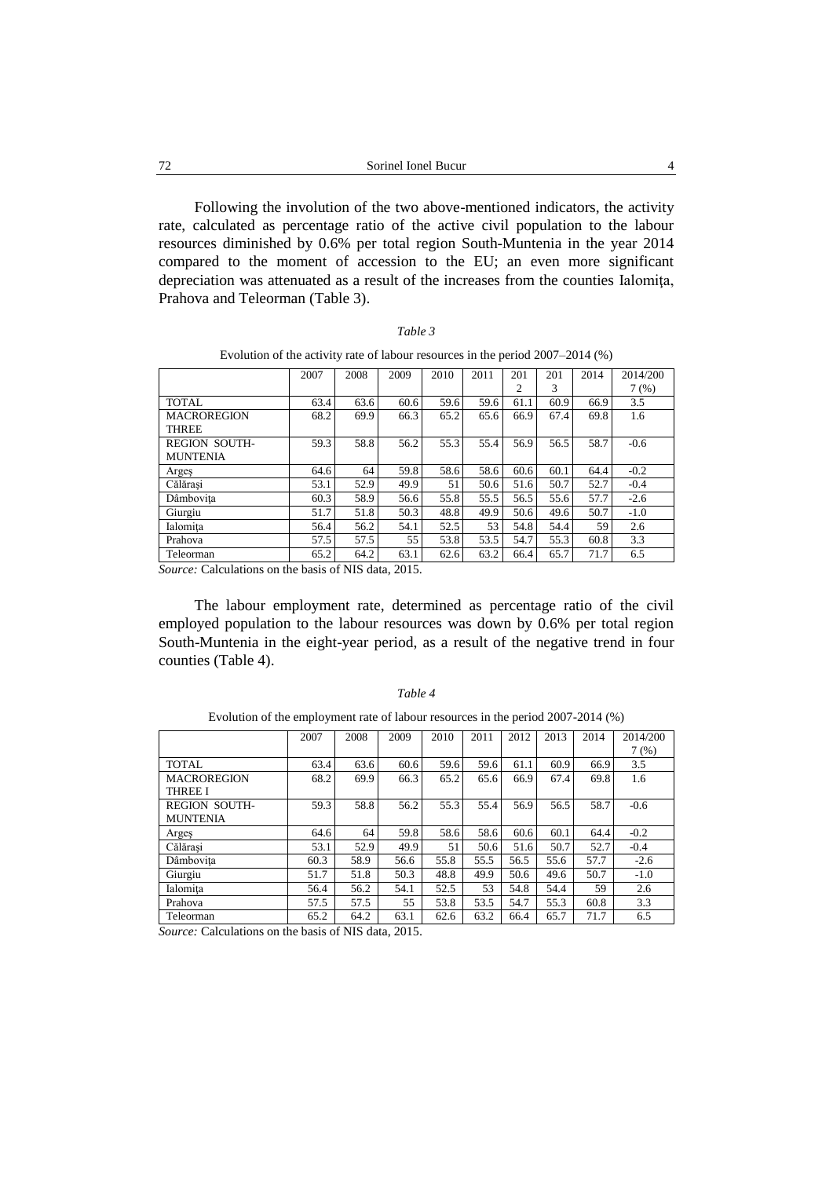Following the involution of the two above-mentioned indicators, the activity rate, calculated as percentage ratio of the active civil population to the labour resources diminished by 0.6% per total region South-Muntenia in the year 2014 compared to the moment of accession to the EU; an even more significant depreciation was attenuated as a result of the increases from the counties Ialomiţa, Prahova and Teleorman (Table 3).

*Table 3*

Evolution of the activity rate of labour resources in the period 2007–2014 (%)

| | 2007 | 2008 | 2009 | 2010 | 2011 | 2012 | 2013 | 2014 | 2014/2007 (%) |
|---|---|---|---|---|---|---|---|---|---|
| TOTAL | 63.4 | 63.6 | 60.6 | 59.6 | 59.6 | 61.1 | 60.9 | 66.9 | 3.5 |
| MACROREGION THREE | 68.2 | 69.9 | 66.3 | 65.2 | 65.6 | 66.9 | 67.4 | 69.8 | 1.6 |
| REGION SOUTH-MUNTENIA | 59.3 | 58.8 | 56.2 | 55.3 | 55.4 | 56.9 | 56.5 | 58.7 | -0.6 |
| Argeş | 64.6 | 64 | 59.8 | 58.6 | 58.6 | 60.6 | 60.1 | 64.4 | -0.2 |
| Călăraşi | 53.1 | 52.9 | 49.9 | 51 | 50.6 | 51.6 | 50.7 | 52.7 | -0.4 |
| Dâmboviţa | 60.3 | 58.9 | 56.6 | 55.8 | 55.5 | 56.5 | 55.6 | 57.7 | -2.6 |
| Giurgiu | 51.7 | 51.8 | 50.3 | 48.8 | 49.9 | 50.6 | 49.6 | 50.7 | -1.0 |
| Ialomiţa | 56.4 | 56.2 | 54.1 | 52.5 | 53 | 54.8 | 54.4 | 59 | 2.6 |
| Prahova | 57.5 | 57.5 | 55 | 53.8 | 53.5 | 54.7 | 55.3 | 60.8 | 3.3 |
| Teleorman | 65.2 | 64.2 | 63.1 | 62.6 | 63.2 | 66.4 | 65.7 | 71.7 | 6.5 |

*Source:* Calculations on the basis of NIS data, 2015.

The labour employment rate, determined as percentage ratio of the civil employed population to the labour resources was down by 0.6% per total region South-Muntenia in the eight-year period, as a result of the negative trend in four counties (Table 4).

*Table 4*

Evolution of the employment rate of labour resources in the period 2007-2014 (%)

| | 2007 | 2008 | 2009 | 2010 | 2011 | 2012 | 2013 | 2014 | 2014/2007 (%) |
|---|---|---|---|---|---|---|---|---|---|
| TOTAL | 63.4 | 63.6 | 60.6 | 59.6 | 59.6 | 61.1 | 60.9 | 66.9 | 3.5 |
| MACROREGION THREE I | 68.2 | 69.9 | 66.3 | 65.2 | 65.6 | 66.9 | 67.4 | 69.8 | 1.6 |
| REGION SOUTH-MUNTENIA | 59.3 | 58.8 | 56.2 | 55.3 | 55.4 | 56.9 | 56.5 | 58.7 | -0.6 |
| Argeş | 64.6 | 64 | 59.8 | 58.6 | 58.6 | 60.6 | 60.1 | 64.4 | -0.2 |
| Călăraşi | 53.1 | 52.9 | 49.9 | 51 | 50.6 | 51.6 | 50.7 | 52.7 | -0.4 |
| Dâmboviţa | 60.3 | 58.9 | 56.6 | 55.8 | 55.5 | 56.5 | 55.6 | 57.7 | -2.6 |
| Giurgiu | 51.7 | 51.8 | 50.3 | 48.8 | 49.9 | 50.6 | 49.6 | 50.7 | -1.0 |
| Ialomiţa | 56.4 | 56.2 | 54.1 | 52.5 | 53 | 54.8 | 54.4 | 59 | 2.6 |
| Prahova | 57.5 | 57.5 | 55 | 53.8 | 53.5 | 54.7 | 55.3 | 60.8 | 3.3 |
| Teleorman | 65.2 | 64.2 | 63.1 | 62.6 | 63.2 | 66.4 | 65.7 | 71.7 | 6.5 |

*Source:* Calculations on the basis of NIS data, 2015.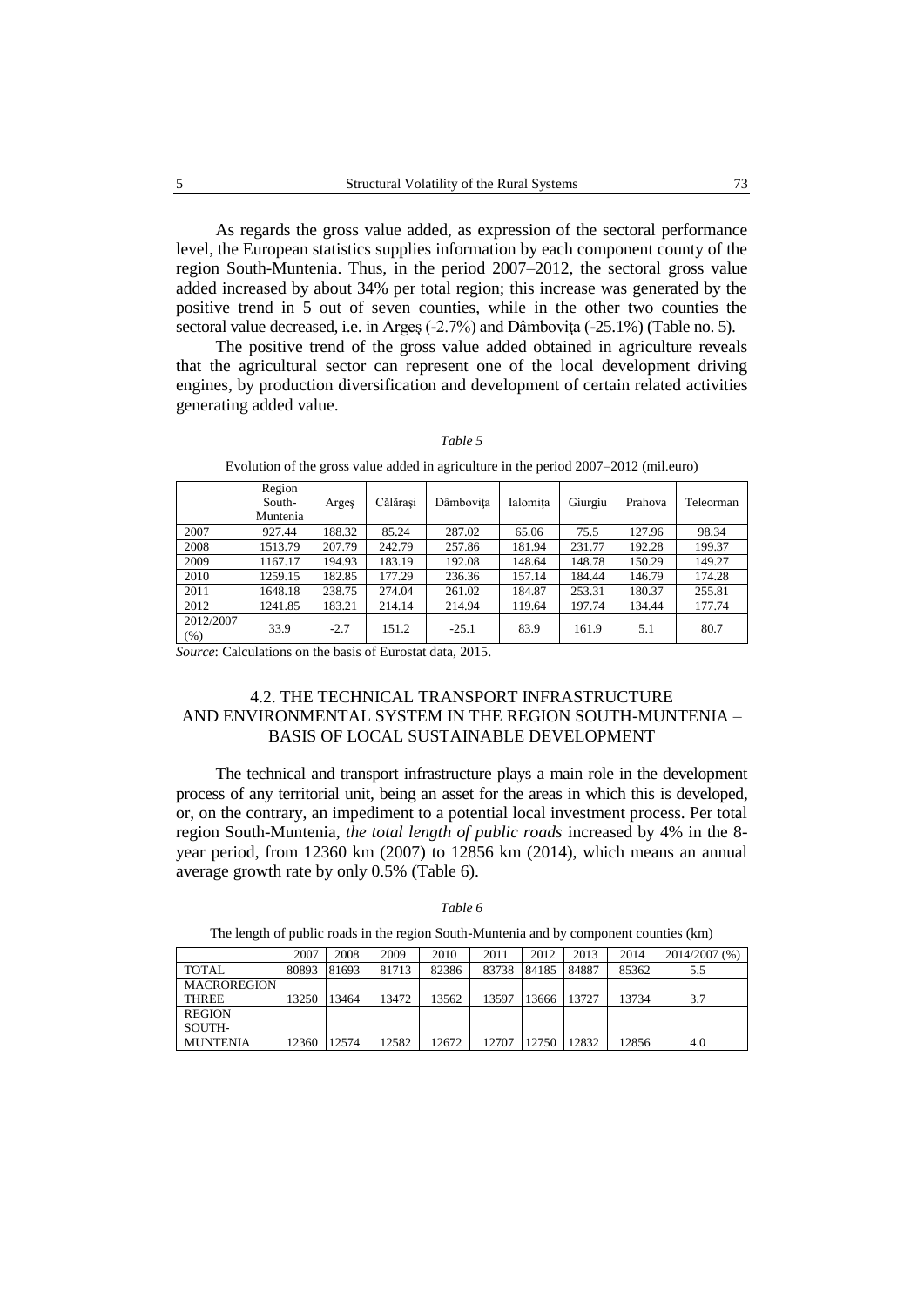As regards the gross value added, as expression of the sectoral performance level, the European statistics supplies information by each component county of the region South-Muntenia. Thus, in the period 2007–2012, the sectoral gross value added increased by about 34% per total region; this increase was generated by the positive trend in 5 out of seven counties, while in the other two counties the sectoral value decreased, i.e. in Argeş (-2.7%) and Dâmboviţa (-25.1%) (Table no. 5).

The positive trend of the gross value added obtained in agriculture reveals that the agricultural sector can represent one of the local development driving engines, by production diversification and development of certain related activities generating added value.

*Table 5*

Evolution of the gross value added in agriculture in the period 2007–2012 (mil.euro)

| | Region South-Muntenia | Argeş | Călăraşi | Dâmboviţa | Ialomiţa | Giurgiu | Prahova | Teleorman |
|---|---|---|---|---|---|---|---|---|
| 2007 | 927.44 | 188.32 | 85.24 | 287.02 | 65.06 | 75.5 | 127.96 | 98.34 |
| 2008 | 1513.79 | 207.79 | 242.79 | 257.86 | 181.94 | 231.77 | 192.28 | 199.37 |
| 2009 | 1167.17 | 194.93 | 183.19 | 192.08 | 148.64 | 148.78 | 150.29 | 149.27 |
| 2010 | 1259.15 | 182.85 | 177.29 | 236.36 | 157.14 | 184.44 | 146.79 | 174.28 |
| 2011 | 1648.18 | 238.75 | 274.04 | 261.02 | 184.87 | 253.31 | 180.37 | 255.81 |
| 2012 | 1241.85 | 183.21 | 214.14 | 214.94 | 119.64 | 197.74 | 134.44 | 177.74 |
| 2012/2007 (%) | 33.9 | -2.7 | 151.2 | -25.1 | 83.9 | 161.9 | 5.1 | 80.7 |

*Source*: Calculations on the basis of Eurostat data, 2015.

## 4.2. THE TECHNICAL TRANSPORT INFRASTRUCTURE AND ENVIRONMENTAL SYSTEM IN THE REGION SOUTH-MUNTENIA – BASIS OF LOCAL SUSTAINABLE DEVELOPMENT

The technical and transport infrastructure plays a main role in the development process of any territorial unit, being an asset for the areas in which this is developed, or, on the contrary, an impediment to a potential local investment process. Per total region South-Muntenia, *the total length of public roads* increased by 4% in the 8-year period, from 12360 km (2007) to 12856 km (2014), which means an annual average growth rate by only 0.5% (Table 6).

*Table 6*

The length of public roads in the region South-Muntenia and by component counties (km)

| | 2007 | 2008 | 2009 | 2010 | 2011 | 2012 | 2013 | 2014 | 2014/2007 (%) |
|---|---|---|---|---|---|---|---|---|---|
| TOTAL | 80893 | 81693 | 81713 | 82386 | 83738 | 84185 | 84887 | 85362 | 5.5 |
| MACROREGION THREE | 13250 | 13464 | 13472 | 13562 | 13597 | 13666 | 13727 | 13734 | 3.7 |
| REGION SOUTH-MUNTENIA | 12360 | 12574 | 12582 | 12672 | 12707 | 12750 | 12832 | 12856 | 4.0 |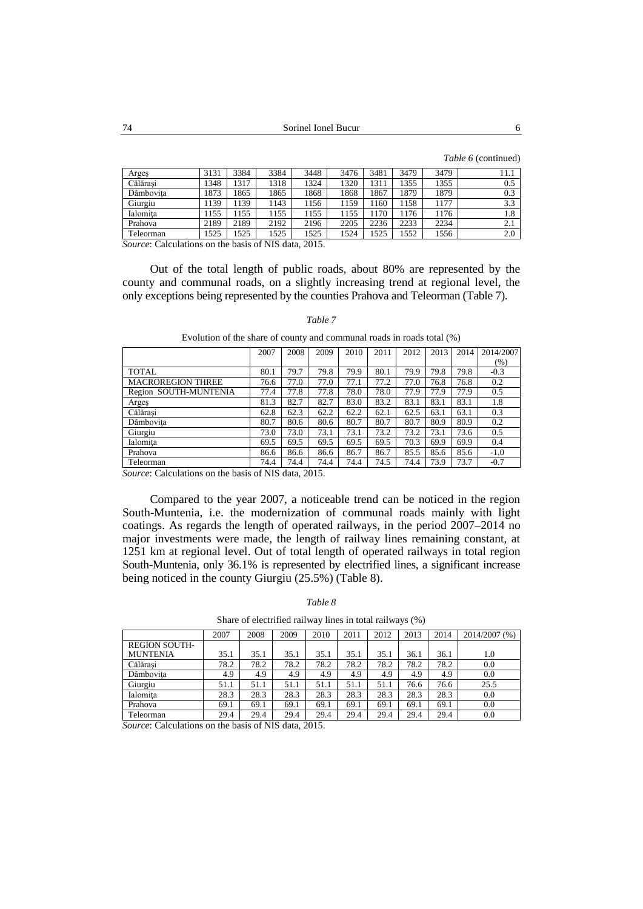*Table 6* (continued)

| Argeş | 3131 | 3384 | 3384 | 3448 | 3476 | 3481 | 3479 | 3479 | 11.1 |
|---|---|---|---|---|---|---|---|---|---|
| Călăraşi | 1348 | 1317 | 1318 | 1324 | 1320 | 1311 | 1355 | 1355 | 0.5 |
| Dâmboviţa | 1873 | 1865 | 1865 | 1868 | 1868 | 1867 | 1879 | 1879 | 0.3 |
| Giurgiu | 1139 | 1139 | 1143 | 1156 | 1159 | 1160 | 1158 | 1177 | 3.3 |
| Ialomiţa | 1155 | 1155 | 1155 | 1155 | 1155 | 1170 | 1176 | 1176 | 1.8 |
| Prahova | 2189 | 2189 | 2192 | 2196 | 2205 | 2236 | 2233 | 2234 | 2.1 |
| Teleorman | 1525 | 1525 | 1525 | 1525 | 1524 | 1525 | 1552 | 1556 | 2.0 |

*Source*: Calculations on the basis of NIS data, 2015.

Out of the total length of public roads, about 80% are represented by the county and communal roads, on a slightly increasing trend at regional level, the only exceptions being represented by the counties Prahova and Teleorman (Table 7).

*Table 7*

Evolution of the share of county and communal roads in roads total (%)

| | 2007 | 2008 | 2009 | 2010 | 2011 | 2012 | 2013 | 2014 | 2014/2007 (%) |
|---|---|---|---|---|---|---|---|---|---|
| TOTAL | 80.1 | 79.7 | 79.8 | 79.9 | 80.1 | 79.9 | 79.8 | 79.8 | -0.3 |
| MACROREGION THREE | 76.6 | 77.0 | 77.0 | 77.1 | 77.2 | 77.0 | 76.8 | 76.8 | 0.2 |
| Region SOUTH-MUNTENIA | 77.4 | 77.8 | 77.8 | 78.0 | 78.0 | 77.9 | 77.9 | 77.9 | 0.5 |
| Argeş | 81.3 | 82.7 | 82.7 | 83.0 | 83.2 | 83.1 | 83.1 | 83.1 | 1.8 |
| Călăraşi | 62.8 | 62.3 | 62.2 | 62.2 | 62.1 | 62.5 | 63.1 | 63.1 | 0.3 |
| Dâmboviţa | 80.7 | 80.6 | 80.6 | 80.7 | 80.7 | 80.7 | 80.9 | 80.9 | 0.2 |
| Giurgiu | 73.0 | 73.0 | 73.1 | 73.1 | 73.2 | 73.2 | 73.1 | 73.6 | 0.5 |
| Ialomiţa | 69.5 | 69.5 | 69.5 | 69.5 | 69.5 | 70.3 | 69.9 | 69.9 | 0.4 |
| Prahova | 86.6 | 86.6 | 86.6 | 86.7 | 86.7 | 85.5 | 85.6 | 85.6 | -1.0 |
| Teleorman | 74.4 | 74.4 | 74.4 | 74.4 | 74.5 | 74.4 | 73.9 | 73.7 | -0.7 |

*Source*: Calculations on the basis of NIS data, 2015.

Compared to the year 2007, a noticeable trend can be noticed in the region South-Muntenia, i.e. the modernization of communal roads mainly with light coatings. As regards the length of operated railways, in the period 2007–2014 no major investments were made, the length of railway lines remaining constant, at 1251 km at regional level. Out of total length of operated railways in total region South-Muntenia, only 36.1% is represented by electrified lines, a significant increase being noticed in the county Giurgiu (25.5%) (Table 8).

*Table 8*

Share of electrified railway lines in total railways (%)

| | 2007 | 2008 | 2009 | 2010 | 2011 | 2012 | 2013 | 2014 | 2014/2007 (%) |
|---|---|---|---|---|---|---|---|---|---|
| REGION SOUTH-MUNTENIA | 35.1 | 35.1 | 35.1 | 35.1 | 35.1 | 35.1 | 36.1 | 36.1 | 1.0 |
| Călăraşi | 78.2 | 78.2 | 78.2 | 78.2 | 78.2 | 78.2 | 78.2 | 78.2 | 0.0 |
| Dâmboviţa | 4.9 | 4.9 | 4.9 | 4.9 | 4.9 | 4.9 | 4.9 | 4.9 | 0.0 |
| Giurgiu | 51.1 | 51.1 | 51.1 | 51.1 | 51.1 | 51.1 | 76.6 | 76.6 | 25.5 |
| Ialomiţa | 28.3 | 28.3 | 28.3 | 28.3 | 28.3 | 28.3 | 28.3 | 28.3 | 0.0 |
| Prahova | 69.1 | 69.1 | 69.1 | 69.1 | 69.1 | 69.1 | 69.1 | 69.1 | 0.0 |
| Teleorman | 29.4 | 29.4 | 29.4 | 29.4 | 29.4 | 29.4 | 29.4 | 29.4 | 0.0 |

*Source*: Calculations on the basis of NIS data, 2015.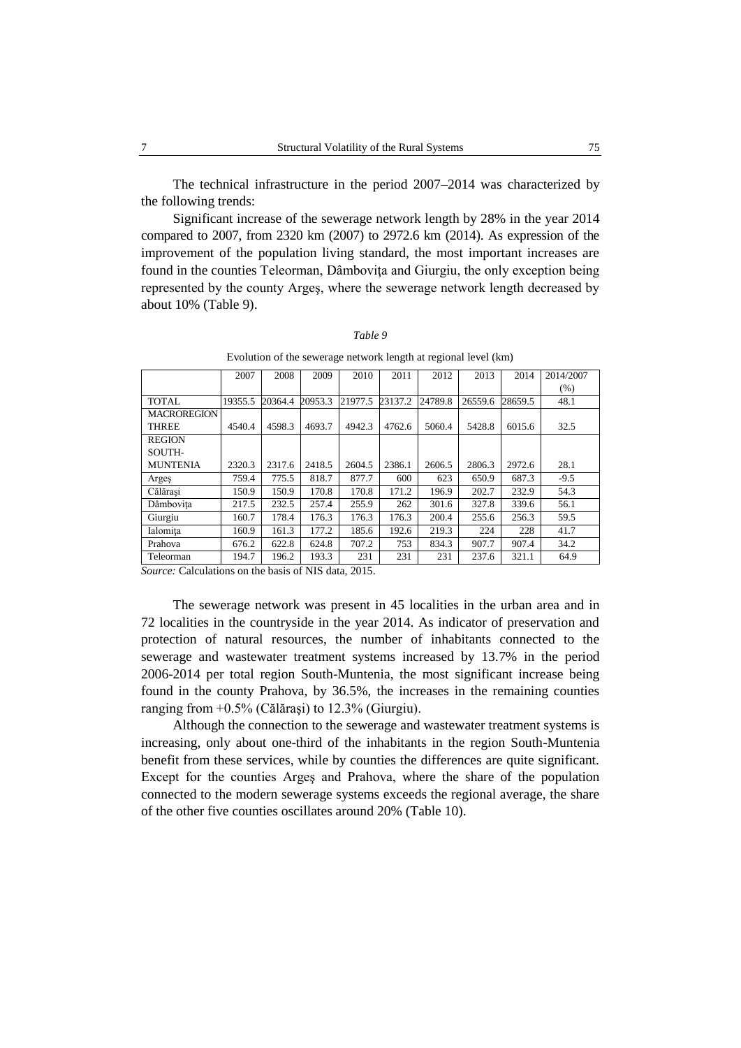The technical infrastructure in the period 2007–2014 was characterized by the following trends:

Significant increase of the sewerage network length by 28% in the year 2014 compared to 2007, from 2320 km (2007) to 2972.6 km (2014). As expression of the improvement of the population living standard, the most important increases are found in the counties Teleorman, Dâmbovița and Giurgiu, the only exception being represented by the county Argeș, where the sewerage network length decreased by about 10% (Table 9).

*Table 9*

Evolution of the sewerage network length at regional level (km)

| | 2007 | 2008 | 2009 | 2010 | 2011 | 2012 | 2013 | 2014 | 2014/2007 (%) |
|---|---|---|---|---|---|---|---|---|---|
| TOTAL | 19355.5 | 20364.4 | 20953.3 | 21977.5 | 23137.2 | 24789.8 | 26559.6 | 28659.5 | 48.1 |
| MACROREGION THREE | 4540.4 | 4598.3 | 4693.7 | 4942.3 | 4762.6 | 5060.4 | 5428.8 | 6015.6 | 32.5 |
| REGION SOUTH-MUNTENIA | 2320.3 | 2317.6 | 2418.5 | 2604.5 | 2386.1 | 2606.5 | 2806.3 | 2972.6 | 28.1 |
| Argeș | 759.4 | 775.5 | 818.7 | 877.7 | 600 | 623 | 650.9 | 687.3 | -9.5 |
| Călărași | 150.9 | 150.9 | 170.8 | 170.8 | 171.2 | 196.9 | 202.7 | 232.9 | 54.3 |
| Dâmbovița | 217.5 | 232.5 | 257.4 | 255.9 | 262 | 301.6 | 327.8 | 339.6 | 56.1 |
| Giurgiu | 160.7 | 178.4 | 176.3 | 176.3 | 176.3 | 200.4 | 255.6 | 256.3 | 59.5 |
| Ialomița | 160.9 | 161.3 | 177.2 | 185.6 | 192.6 | 219.3 | 224 | 228 | 41.7 |
| Prahova | 676.2 | 622.8 | 624.8 | 707.2 | 753 | 834.3 | 907.7 | 907.4 | 34.2 |
| Teleorman | 194.7 | 196.2 | 193.3 | 231 | 231 | 231 | 237.6 | 321.1 | 64.9 |

*Source:* Calculations on the basis of NIS data, 2015.

The sewerage network was present in 45 localities in the urban area and in 72 localities in the countryside in the year 2014. As indicator of preservation and protection of natural resources, the number of inhabitants connected to the sewerage and wastewater treatment systems increased by 13.7% in the period 2006-2014 per total region South-Muntenia, the most significant increase being found in the county Prahova, by 36.5%, the increases in the remaining counties ranging from +0.5% (Călărași) to 12.3% (Giurgiu).

Although the connection to the sewerage and wastewater treatment systems is increasing, only about one-third of the inhabitants in the region South-Muntenia benefit from these services, while by counties the differences are quite significant. Except for the counties Argeș and Prahova, where the share of the population connected to the modern sewerage systems exceeds the regional average, the share of the other five counties oscillates around 20% (Table 10).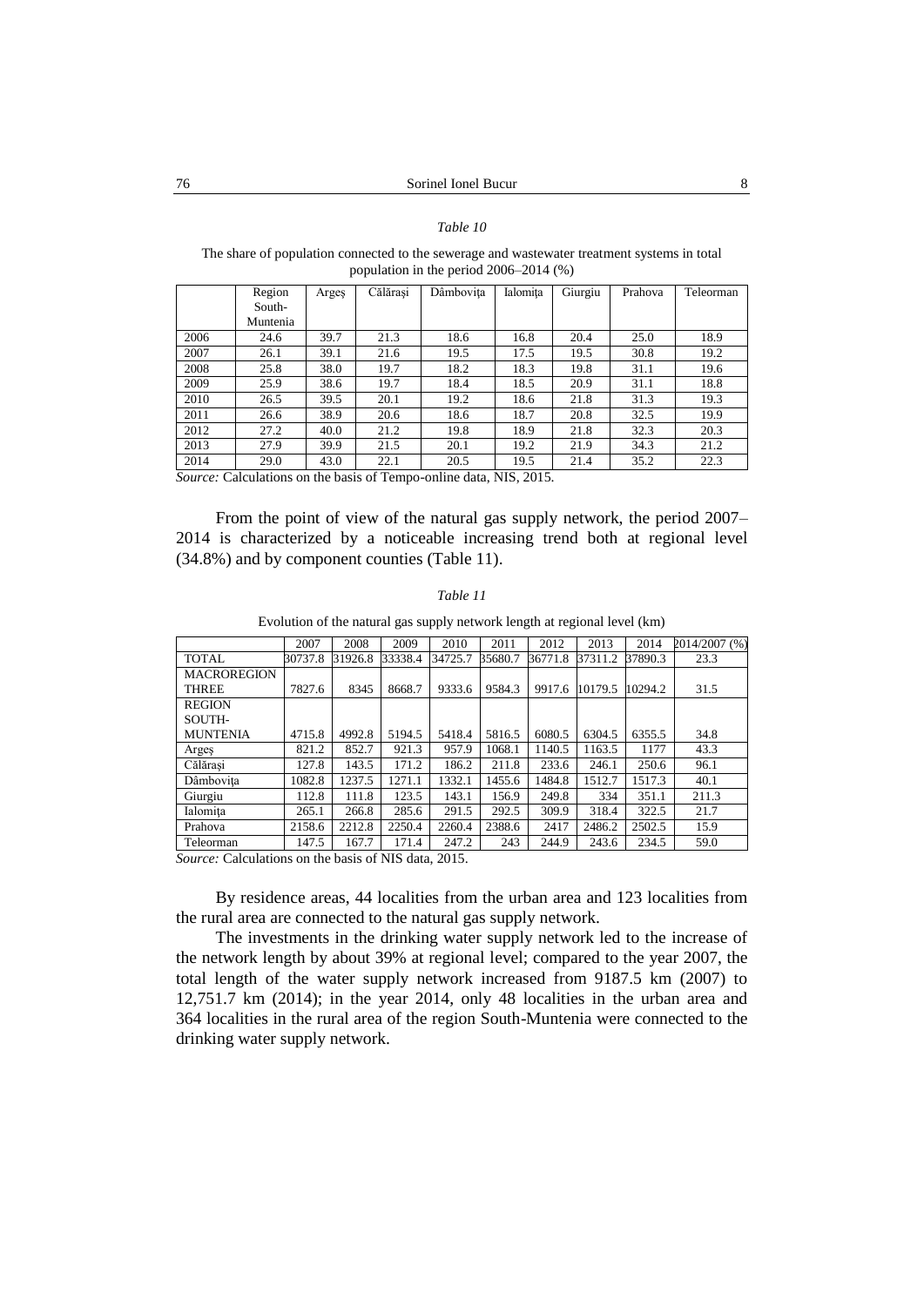*Table 10*

The share of population connected to the sewerage and wastewater treatment systems in total population in the period 2006–2014 (%)

| | Region South-Muntenia | Argeş | Călăraşi | Dâmboviţa | Ialomiţa | Giurgiu | Prahova | Teleorman |
|---|---|---|---|---|---|---|---|---|
| 2006 | 24.6 | 39.7 | 21.3 | 18.6 | 16.8 | 20.4 | 25.0 | 18.9 |
| 2007 | 26.1 | 39.1 | 21.6 | 19.5 | 17.5 | 19.5 | 30.8 | 19.2 |
| 2008 | 25.8 | 38.0 | 19.7 | 18.2 | 18.3 | 19.8 | 31.1 | 19.6 |
| 2009 | 25.9 | 38.6 | 19.7 | 18.4 | 18.5 | 20.9 | 31.1 | 18.8 |
| 2010 | 26.5 | 39.5 | 20.1 | 19.2 | 18.6 | 21.8 | 31.3 | 19.3 |
| 2011 | 26.6 | 38.9 | 20.6 | 18.6 | 18.7 | 20.8 | 32.5 | 19.9 |
| 2012 | 27.2 | 40.0 | 21.2 | 19.8 | 18.9 | 21.8 | 32.3 | 20.3 |
| 2013 | 27.9 | 39.9 | 21.5 | 20.1 | 19.2 | 21.9 | 34.3 | 21.2 |
| 2014 | 29.0 | 43.0 | 22.1 | 20.5 | 19.5 | 21.4 | 35.2 | 22.3 |

*Source:* Calculations on the basis of Tempo-online data, NIS, 2015.

From the point of view of the natural gas supply network, the period 2007–2014 is characterized by a noticeable increasing trend both at regional level (34.8%) and by component counties (Table 11).

*Table 11*

Evolution of the natural gas supply network length at regional level (km)

| | 2007 | 2008 | 2009 | 2010 | 2011 | 2012 | 2013 | 2014 | 2014/2007 (%) |
|---|---|---|---|---|---|---|---|---|---|
| TOTAL | 30737.8 | 31926.8 | 33338.4 | 34725.7 | 35680.7 | 36771.8 | 37311.2 | 37890.3 | 23.3 |
| MACROREGION THREE | 7827.6 | 8345 | 8668.7 | 9333.6 | 9584.3 | 9917.6 | 10179.5 | 10294.2 | 31.5 |
| REGION SOUTH-MUNTENIA | 4715.8 | 4992.8 | 5194.5 | 5418.4 | 5816.5 | 6080.5 | 6304.5 | 6355.5 | 34.8 |
| Argeş | 821.2 | 852.7 | 921.3 | 957.9 | 1068.1 | 1140.5 | 1163.5 | 1177 | 43.3 |
| Călăraşi | 127.8 | 143.5 | 171.2 | 186.2 | 211.8 | 233.6 | 246.1 | 250.6 | 96.1 |
| Dâmboviţa | 1082.8 | 1237.5 | 1271.1 | 1332.1 | 1455.6 | 1484.8 | 1512.7 | 1517.3 | 40.1 |
| Giurgiu | 112.8 | 111.8 | 123.5 | 143.1 | 156.9 | 249.8 | 334 | 351.1 | 211.3 |
| Ialomiţa | 265.1 | 266.8 | 285.6 | 291.5 | 292.5 | 309.9 | 318.4 | 322.5 | 21.7 |
| Prahova | 2158.6 | 2212.8 | 2250.4 | 2260.4 | 2388.6 | 2417 | 2486.2 | 2502.5 | 15.9 |
| Teleorman | 147.5 | 167.7 | 171.4 | 247.2 | 243 | 244.9 | 243.6 | 234.5 | 59.0 |

*Source:* Calculations on the basis of NIS data, 2015.

By residence areas, 44 localities from the urban area and 123 localities from the rural area are connected to the natural gas supply network.

The investments in the drinking water supply network led to the increase of the network length by about 39% at regional level; compared to the year 2007, the total length of the water supply network increased from 9187.5 km (2007) to 12,751.7 km (2014); in the year 2014, only 48 localities in the urban area and 364 localities in the rural area of the region South-Muntenia were connected to the drinking water supply network.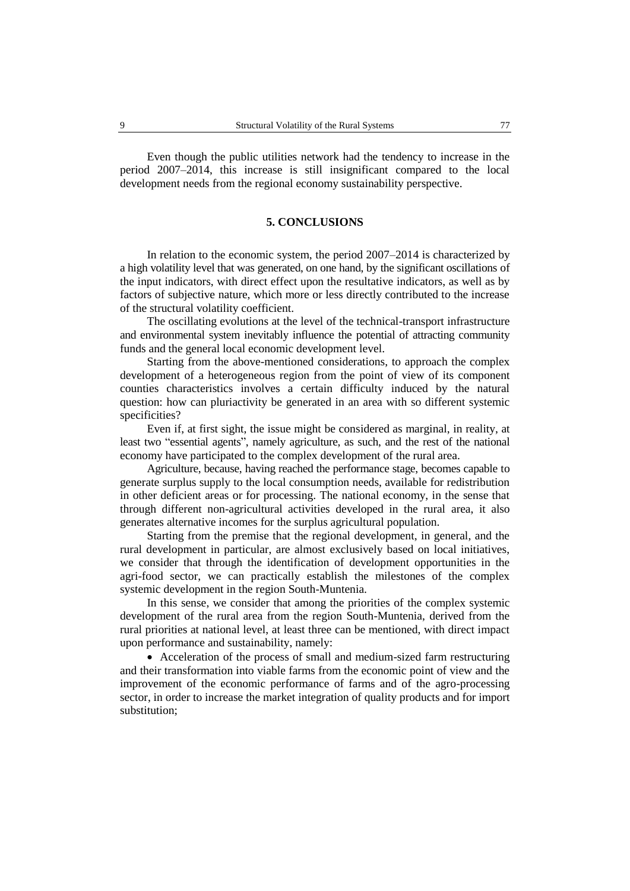Even though the public utilities network had the tendency to increase in the period 2007–2014, this increase is still insignificant compared to the local development needs from the regional economy sustainability perspective.

## 5. CONCLUSIONS

In relation to the economic system, the period 2007–2014 is characterized by a high volatility level that was generated, on one hand, by the significant oscillations of the input indicators, with direct effect upon the resultative indicators, as well as by factors of subjective nature, which more or less directly contributed to the increase of the structural volatility coefficient.

The oscillating evolutions at the level of the technical-transport infrastructure and environmental system inevitably influence the potential of attracting community funds and the general local economic development level.

Starting from the above-mentioned considerations, to approach the complex development of a heterogeneous region from the point of view of its component counties characteristics involves a certain difficulty induced by the natural question: how can pluriactivity be generated in an area with so different systemic specificities?

Even if, at first sight, the issue might be considered as marginal, in reality, at least two "essential agents", namely agriculture, as such, and the rest of the national economy have participated to the complex development of the rural area.

Agriculture, because, having reached the performance stage, becomes capable to generate surplus supply to the local consumption needs, available for redistribution in other deficient areas or for processing. The national economy, in the sense that through different non-agricultural activities developed in the rural area, it also generates alternative incomes for the surplus agricultural population.

Starting from the premise that the regional development, in general, and the rural development in particular, are almost exclusively based on local initiatives, we consider that through the identification of development opportunities in the agri-food sector, we can practically establish the milestones of the complex systemic development in the region South-Muntenia.

In this sense, we consider that among the priorities of the complex systemic development of the rural area from the region South-Muntenia, derived from the rural priorities at national level, at least three can be mentioned, with direct impact upon performance and sustainability, namely:

- Acceleration of the process of small and medium-sized farm restructuring and their transformation into viable farms from the economic point of view and the improvement of the economic performance of farms and of the agro-processing sector, in order to increase the market integration of quality products and for import substitution;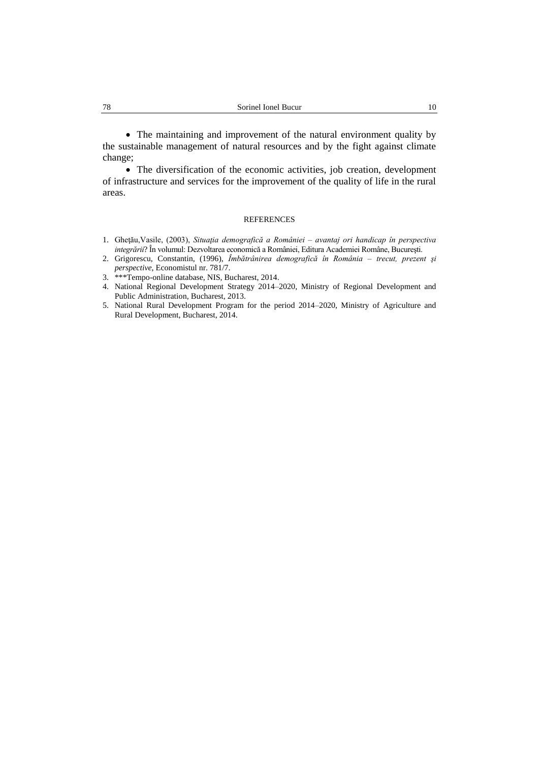- The maintaining and improvement of the natural environment quality by the sustainable management of natural resources and by the fight against climate change;
- The diversification of the economic activities, job creation, development of infrastructure and services for the improvement of the quality of life in the rural areas.

## REFERENCES

1. Gheţău,Vasile, (2003), *Situaţia demografică a României – avantaj ori handicap în perspectiva integrării*? În volumul: Dezvoltarea economică a României, Editura Academiei Române, Bucureşti.
2. Grigorescu, Constantin, (1996), *Îmbătrânirea demografică în România – trecut, prezent şi perspective*, Economistul nr. 781/7.
3. ***Tempo-online database, NIS, Bucharest, 2014.
4. National Regional Development Strategy 2014–2020, Ministry of Regional Development and Public Administration, Bucharest, 2013.
5. National Rural Development Program for the period 2014–2020, Ministry of Agriculture and Rural Development, Bucharest, 2014.